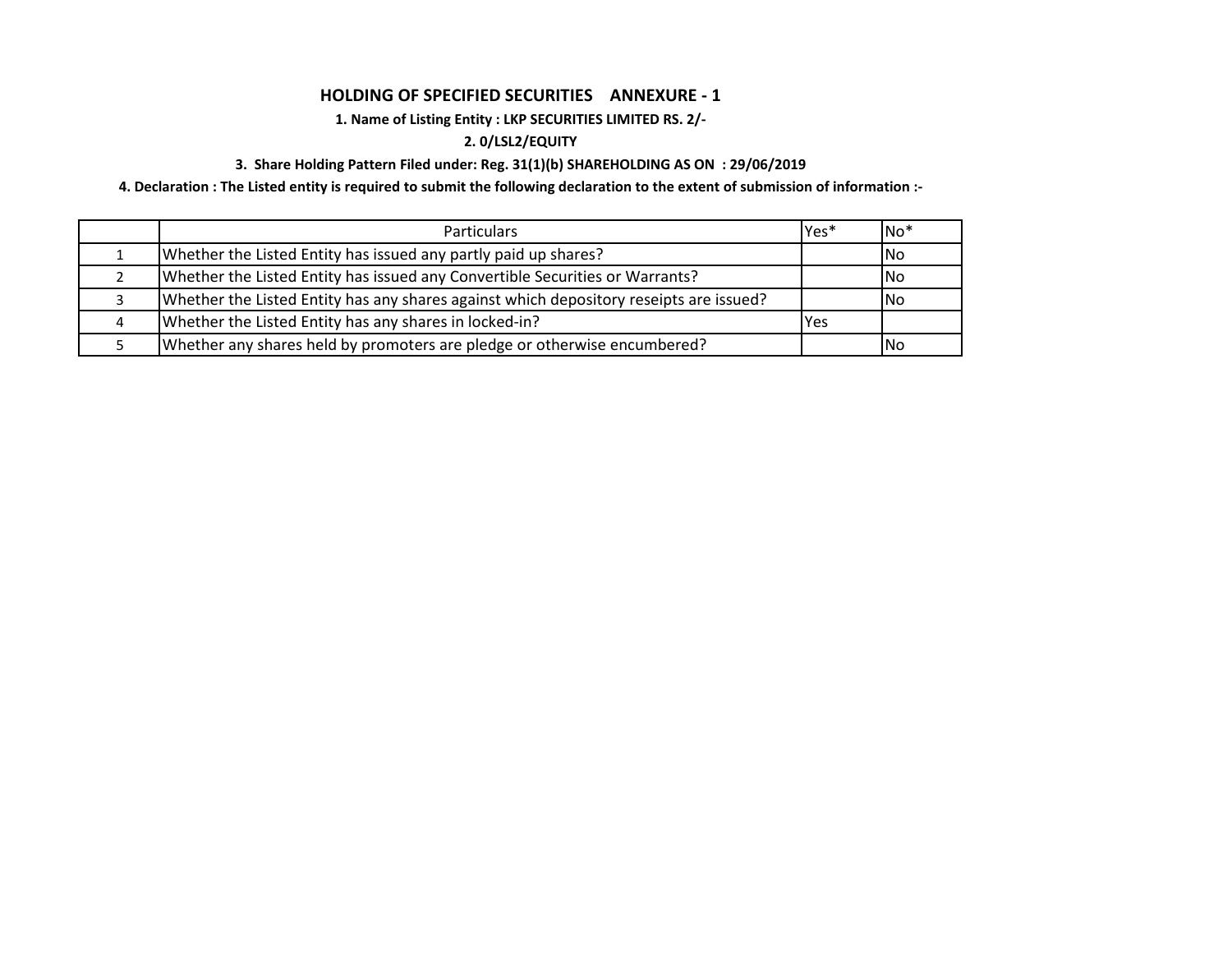## HOLDING OF SPECIFIED SECURITIES    ANNEXURE - 1

**1. Name of Listing Entity : LKP SECURITIES LIMITED RS. 2/-**

**2. 0/LSL2/EQUITY**

**3. Share Holding Pattern Filed under: Reg. 31(1)(b) SHAREHOLDING AS ON : 29/06/2019**

**4. Declaration : The Listed entity is required to submit the following declaration to the extent of submission of information :-**

| | Particulars | Yes* | No* |
|---|---|---|---|
| 1 | Whether the Listed Entity has issued any partly paid up shares? | | No |
| 2 | Whether the Listed Entity has issued any Convertible Securities or Warrants? | | No |
| 3 | Whether the Listed Entity has any shares against which depository reseipts are issued? | | No |
| 4 | Whether the Listed Entity has any shares in locked-in? | Yes | |
| 5 | Whether any shares held by promoters are pledge or otherwise encumbered? | | No |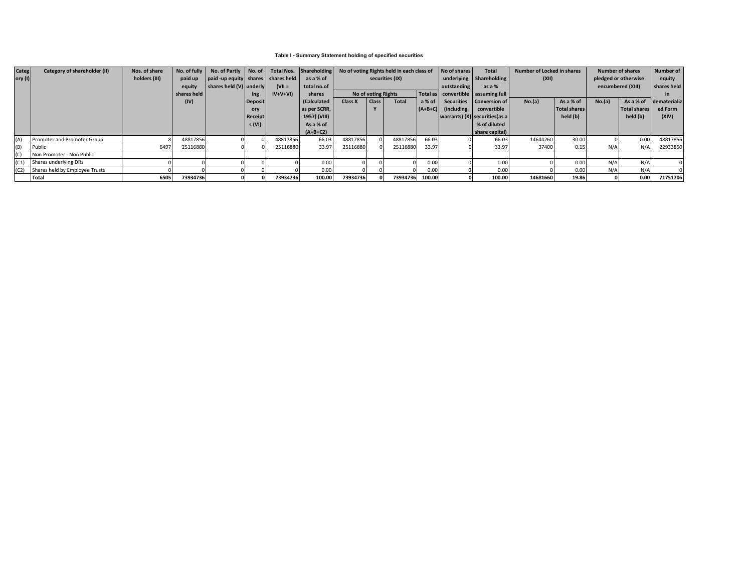### Table I - Summary Statement holding of specified securities

| Category (I) | Category of shareholder (II) | Nos. of share holders (III) | No. of fully paid up equity shares held (IV) | No. of Partly paid -up equity shares held (V) | No. of shares underlying Depository Receipts (VI) | Total Nos. shares held (VII = IV+V+VI) | Shareholding as a % of total no.of shares (Calculated as per SCRR, 1957) (VIII) As a % of (A+B+C2) | No of voting Rights held in each class of securities (IX) | | | | No of shares underlying outstanding convertible Securities (including warrants) (X) | Total Shareholding as a % assuming full Conversion of convertible securities(as a % of diluted share capital) | Number of Locked in shares (XII) | | Number of shares pledged or otherwise encumbered (XIII) | | Number of equity shares held in dematerialized Form (XIV) |
|---|---|---|---|---|---|---|---|---|---|---|---|---|---|---|---|---|---|---|
| | | | | | | | | No of voting Rights | | | Total as a % of (A+B+C) | | | No.(a) | As a % of Total shares held (b) | No.(a) | As a % of Total shares held (b) | |
| | | | | | | | | Class X | Class Y | Total | | | | | | | | |
| (A) | Promoter and Promoter Group | 8 | 48817856 | 0 | 0 | 48817856 | 66.03 | 48817856 | 0 | 48817856 | 66.03 | 0 | 66.03 | 14644260 | 30.00 | 0 | 0.00 | 48817856 |
| (B) | Public | 6497 | 25116880 | 0 | 0 | 25116880 | 33.97 | 25116880 | 0 | 25116880 | 33.97 | 0 | 33.97 | 37400 | 0.15 | N/A | N/A | 22933850 |
| (C) | Non Promoter - Non Public | | | | | | | | | | | | | | | | | |
| (C1) | Shares underlying DRs | 0 | 0 | 0 | 0 | 0 | 0.00 | 0 | 0 | 0 | 0.00 | 0 | 0.00 | 0 | 0.00 | N/A | N/A | 0 |
| (C2) | Shares held by Employee Trusts | 0 | 0 | 0 | 0 | 0 | 0.00 | 0 | 0 | 0 | 0.00 | 0 | 0.00 | 0 | 0.00 | N/A | N/A | 0 |
| | **Total** | **6505** | **73934736** | **0** | **0** | **73934736** | **100.00** | **73934736** | **0** | **73934736** | **100.00** | **0** | **100.00** | **14681660** | **19.86** | **0** | **0.00** | **71751706** |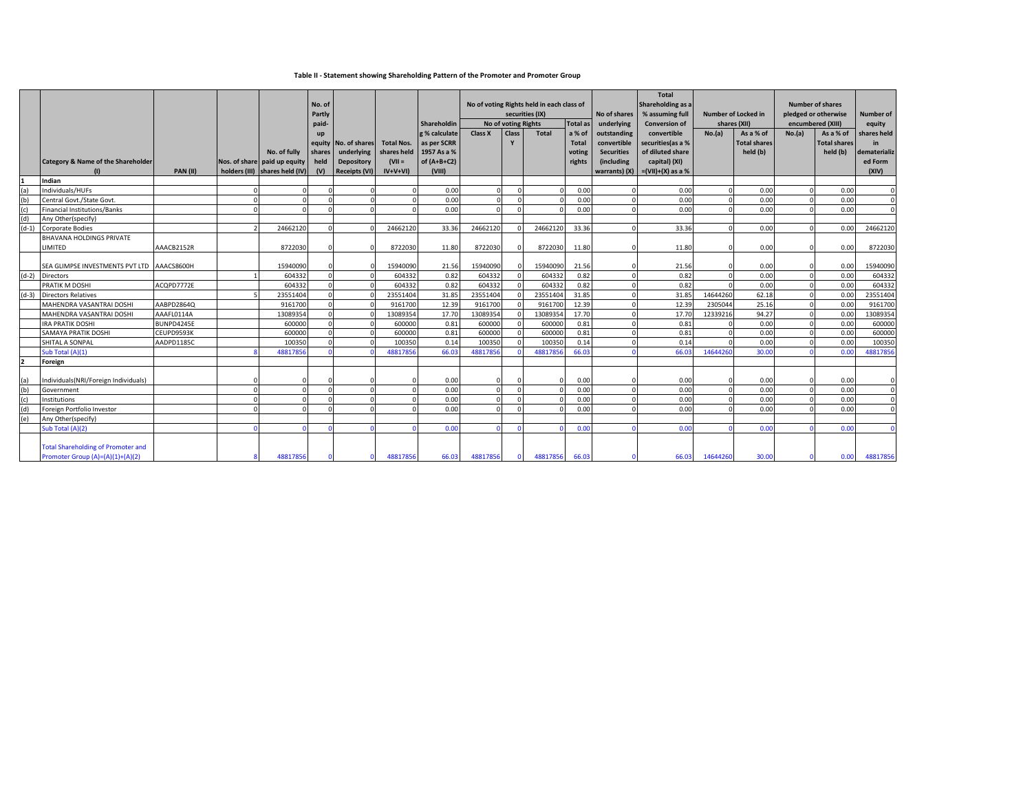**Table II - Statement showing Shareholding Pattern of the Promoter and Promoter Group**

| | Category & Name of the Shareholder (I) | PAN (II) | Nos. of share holders (III) | No. of fully paid up equity shares held (IV) | No. of Partly paid-up equity shares held (V) | No. of shares underlying Depository Receipts (VI) | Total Nos. shares held (VII = IV+V+VI) | Shareholding % calculate as per SCRR 1957 As a % of (A+B+C2) (VIII) | No of voting Rights held in each class of securities (IX) | | | | No of shares underlying outstanding convertible Securities (including warrants) (X) | Total Shareholding as a % assuming full Conversion of convertible securities(as a % of diluted share capital) (XI) =(VII)+(X) as a % | Number of Locked in shares (XII) | | Number of shares pledged or otherwise encumbered (XIII) | | Number of equity shares held in dematerialized Form (XIV) |
|---|---|---|---|---|---|---|---|---|---|---|---|---|---|---|---|---|---|---|---|
| | | | | | | | | | No of voting Rights | | | Total as a % of Total voting rights | | | No.(a) | As a % of Total shares held (b) | No.(a) | As a % of Total shares held (b) | |
| | | | | | | | | | Class X | Class Y | Total | | | | | | | | |
| 1 | Indian | | | | | | | | | | | | | | | | | | |
| (a) | Individuals/HUFs | | 0 | 0 | 0 | 0 | 0 | 0.00 | 0 | 0 | 0 | 0.00 | 0 | 0.00 | 0 | 0.00 | 0 | 0.00 | 0 |
| (b) | Central Govt./State Govt. | | 0 | 0 | 0 | 0 | 0 | 0.00 | 0 | 0 | 0 | 0.00 | 0 | 0.00 | 0 | 0.00 | 0 | 0.00 | 0 |
| (c) | Financial Institutions/Banks | | 0 | 0 | 0 | 0 | 0 | 0.00 | 0 | 0 | 0 | 0.00 | 0 | 0.00 | 0 | 0.00 | 0 | 0.00 | 0 |
| (d) | Any Other(specify) | | | | | | | | | | | | | | | | | | |
| (d-1) | Corporate Bodies | | 2 | 24662120 | 0 | 0 | 24662120 | 33.36 | 24662120 | 0 | 24662120 | 33.36 | 0 | 33.36 | 0 | 0.00 | 0 | 0.00 | 24662120 |
| | BHAVANA HOLDINGS PRIVATE LIMITED | AAACB2152R | | 8722030 | 0 | 0 | 8722030 | 11.80 | 8722030 | 0 | 8722030 | 11.80 | 0 | 11.80 | 0 | 0.00 | 0 | 0.00 | 8722030 |
| | SEA GLIMPSE INVESTMENTS PVT LTD | AAACS8600H | | 15940090 | 0 | 0 | 15940090 | 21.56 | 15940090 | 0 | 15940090 | 21.56 | 0 | 21.56 | 0 | 0.00 | 0 | 0.00 | 15940090 |
| (d-2) | Directors | | 1 | 604332 | 0 | 0 | 604332 | 0.82 | 604332 | 0 | 604332 | 0.82 | 0 | 0.82 | 0 | 0.00 | 0 | 0.00 | 604332 |
| | PRATIK M DOSHI | ACQPD7772E | | 604332 | 0 | 0 | 604332 | 0.82 | 604332 | 0 | 604332 | 0.82 | 0 | 0.82 | 0 | 0.00 | 0 | 0.00 | 604332 |
| (d-3) | Directors Relatives | | 5 | 23551404 | 0 | 0 | 23551404 | 31.85 | 23551404 | 0 | 23551404 | 31.85 | 0 | 31.85 | 14644260 | 62.18 | 0 | 0.00 | 23551404 |
| | MAHENDRA VASANTRAI DOSHI | AABPD2864Q | | 9161700 | 0 | 0 | 9161700 | 12.39 | 9161700 | 0 | 9161700 | 12.39 | 0 | 12.39 | 2305044 | 25.16 | 0 | 0.00 | 9161700 |
| | MAHENDRA VASANTRAI DOSHI | AAAFL0114A | | 13089354 | 0 | 0 | 13089354 | 17.70 | 13089354 | 0 | 13089354 | 17.70 | 0 | 17.70 | 12339216 | 94.27 | 0 | 0.00 | 13089354 |
| | IRA PRATIK DOSHI | BUNPD4245E | | 600000 | 0 | 0 | 600000 | 0.81 | 600000 | 0 | 600000 | 0.81 | 0 | 0.81 | 0 | 0.00 | 0 | 0.00 | 600000 |
| | SAMAYA PRATIK DOSHI | CEUPD9593K | | 600000 | 0 | 0 | 600000 | 0.81 | 600000 | 0 | 600000 | 0.81 | 0 | 0.81 | 0 | 0.00 | 0 | 0.00 | 600000 |
| | SHITAL A SONPAL | AADPD1185C | | 100350 | 0 | 0 | 100350 | 0.14 | 100350 | 0 | 100350 | 0.14 | 0 | 0.14 | 0 | 0.00 | 0 | 0.00 | 100350 |
| | Sub Total (A)(1) | | 8 | 48817856 | 0 | 0 | 48817856 | 66.03 | 48817856 | 0 | 48817856 | 66.03 | 0 | 66.03 | 14644260 | 30.00 | 0 | 0.00 | 48817856 |
| 2 | Foreign | | | | | | | | | | | | | | | | | | |
| (a) | Individuals(NRI/Foreign Individuals) | | 0 | 0 | 0 | 0 | 0 | 0.00 | 0 | 0 | 0 | 0.00 | 0 | 0.00 | 0 | 0.00 | 0 | 0.00 | 0 |
| (b) | Government | | 0 | 0 | 0 | 0 | 0 | 0.00 | 0 | 0 | 0 | 0.00 | 0 | 0.00 | 0 | 0.00 | 0 | 0.00 | 0 |
| (c) | Institutions | | 0 | 0 | 0 | 0 | 0 | 0.00 | 0 | 0 | 0 | 0.00 | 0 | 0.00 | 0 | 0.00 | 0 | 0.00 | 0 |
| (d) | Foreign Portfolio Investor | | 0 | 0 | 0 | 0 | 0 | 0.00 | 0 | 0 | 0 | 0.00 | 0 | 0.00 | 0 | 0.00 | 0 | 0.00 | 0 |
| (e) | Any Other(specify) | | | | | | | | | | | | | | | | | | |
| | Sub Total (A)(2) | | 0 | 0 | 0 | 0 | 0 | 0.00 | 0 | 0 | 0 | 0.00 | 0 | 0.00 | 0 | 0.00 | 0 | 0.00 | 0 |
| | Total Shareholding of Promoter and Promoter Group (A)=(A)(1)+(A)(2) | | 8 | 48817856 | 0 | 0 | 48817856 | 66.03 | 48817856 | 0 | 48817856 | 66.03 | 0 | 66.03 | 14644260 | 30.00 | 0 | 0.00 | 48817856 |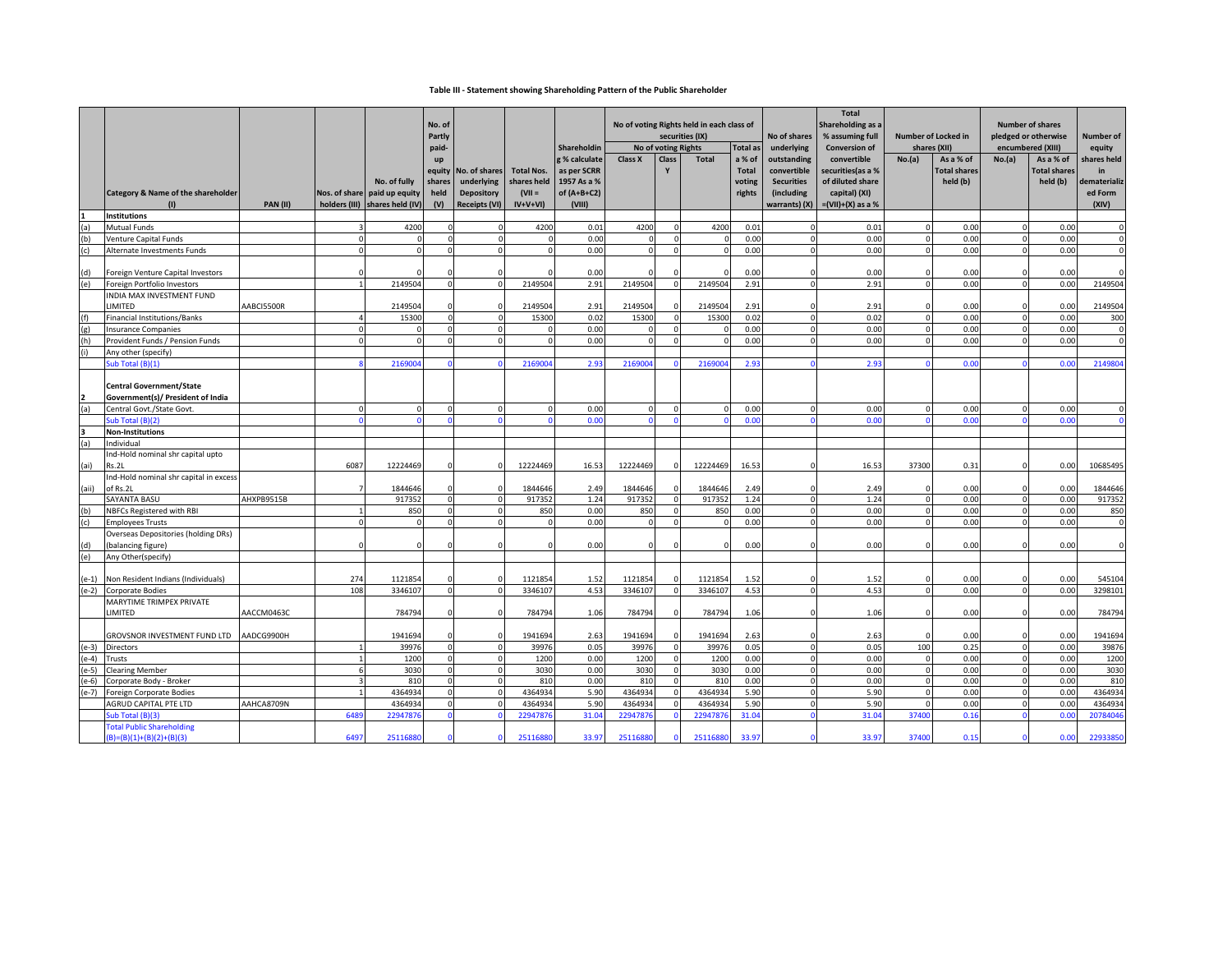**Table III - Statement showing Shareholding Pattern of the Public Shareholder**

| | Category & Name of the shareholder (I) | PAN (II) | Nos. of share holders (III) | No. of fully paid up equity shares held (IV) | No. of Partly paid-up equity shares held (V) | No. of shares underlying Depository Receipts (VI) | Total Nos. shares held (VII = IV+V+VI) | Shareholding % calculate as per SCRR 1957 As a % of (A+B+C2) (VIII) | No of voting Rights held in each class of securities (IX) | | | | No of shares underlying outstanding convertible Securities (including warrants) (X) | Total Shareholding as a % assuming full Conversion of convertible securities(as a % of diluted share capital) (XI) =(VII)+(X) as a % | Number of Locked in shares (XII) | | Number of shares pledged or otherwise encumbered (XIII) | | Number of equity shares held in dematerialized Form (XIV) |
|---|---|---|---|---|---|---|---|---|---|---|---|---|---|---|---|---|---|---|---|
| | | | | | | | | | No of voting Rights | | | Total as a % of Total voting rights | | | No.(a) | As a % of Total shares held (b) | No.(a) | As a % of Total shares held (b) | |
| | | | | | | | | | Class X | Class Y | Total | | | | | | | | |
| 1 | Institutions | | | | | | | | | | | | | | | | | | |
| (a) | Mutual Funds | | 3 | 4200 | 0 | 0 | 4200 | 0.01 | 4200 | 0 | 4200 | 0.01 | 0 | 0.01 | 0 | 0.00 | 0 | 0.00 | 0 |
| (b) | Venture Capital Funds | | 0 | 0 | 0 | 0 | 0 | 0.00 | 0 | 0 | 0 | 0.00 | 0 | 0.00 | 0 | 0.00 | 0 | 0.00 | 0 |
| (c) | Alternate Investments Funds | | 0 | 0 | 0 | 0 | 0 | 0.00 | 0 | 0 | 0 | 0.00 | 0 | 0.00 | 0 | 0.00 | 0 | 0.00 | 0 |
| (d) | Foreign Venture Capital Investors | | 0 | 0 | 0 | 0 | 0 | 0.00 | 0 | 0 | 0 | 0.00 | 0 | 0.00 | 0 | 0.00 | 0 | 0.00 | 0 |
| (e) | Foreign Portfolio Investors | | 1 | 2149504 | 0 | 0 | 2149504 | 2.91 | 2149504 | 0 | 2149504 | 2.91 | 0 | 2.91 | 0 | 0.00 | 0 | 0.00 | 2149504 |
| | INDIA MAX INVESTMENT FUND LIMITED | AABCI5500R | | 2149504 | 0 | 0 | 2149504 | 2.91 | 2149504 | 0 | 2149504 | 2.91 | 0 | 2.91 | 0 | 0.00 | 0 | 0.00 | 2149504 |
| (f) | Financial Institutions/Banks | | 4 | 15300 | 0 | 0 | 15300 | 0.02 | 15300 | 0 | 15300 | 0.02 | 0 | 0.02 | 0 | 0.00 | 0 | 0.00 | 300 |
| (g) | Insurance Companies | | 0 | 0 | 0 | 0 | 0 | 0.00 | 0 | 0 | 0 | 0.00 | 0 | 0.00 | 0 | 0.00 | 0 | 0.00 | 0 |
| (h) | Provident Funds / Pension Funds | | 0 | 0 | 0 | 0 | 0 | 0.00 | 0 | 0 | 0 | 0.00 | 0 | 0.00 | 0 | 0.00 | 0 | 0.00 | 0 |
| (i) | Any other (specify) | | | | | | | | | | | | | | | | | | |
| | Sub Total (B)(1) | | 8 | 2169004 | 0 | 0 | 2169004 | 2.93 | 2169004 | 0 | 2169004 | 2.93 | 0 | 2.93 | 0 | 0.00 | 0 | 0.00 | 2149804 |
| 2 | Central Government/State Government(s)/ President of India | | | | | | | | | | | | | | | | | | |
| (a) | Central Govt./State Govt. | | 0 | 0 | 0 | 0 | 0 | 0.00 | 0 | 0 | 0 | 0.00 | 0 | 0.00 | 0 | 0.00 | 0 | 0.00 | 0 |
| | Sub Total (B)(2) | | 0 | 0 | 0 | 0 | 0 | 0.00 | 0 | 0 | 0 | 0.00 | 0 | 0.00 | 0 | 0.00 | 0 | 0.00 | 0 |
| 3 | Non-Institutions | | | | | | | | | | | | | | | | | | |
| (a) | Individual | | | | | | | | | | | | | | | | | | |
| (ai) | Ind-Hold nominal shr capital upto Rs.2L | | 6087 | 12224469 | 0 | 0 | 12224469 | 16.53 | 12224469 | 0 | 12224469 | 16.53 | 0 | 16.53 | 37300 | 0.31 | 0 | 0.00 | 10685495 |
| (aii) | Ind-Hold nominal shr capital in excess of Rs.2L | | 7 | 1844646 | 0 | 0 | 1844646 | 2.49 | 1844646 | 0 | 1844646 | 2.49 | 0 | 2.49 | 0 | 0.00 | 0 | 0.00 | 1844646 |
| | SAYANTA BASU | AHXPB9515B | | 917352 | 0 | 0 | 917352 | 1.24 | 917352 | 0 | 917352 | 1.24 | 0 | 1.24 | 0 | 0.00 | 0 | 0.00 | 917352 |
| (b) | NBFCs Registered with RBI | | 1 | 850 | 0 | 0 | 850 | 0.00 | 850 | 0 | 850 | 0.00 | 0 | 0.00 | 0 | 0.00 | 0 | 0.00 | 850 |
| (c) | Employees Trusts | | 0 | 0 | 0 | 0 | 0 | 0.00 | 0 | 0 | 0 | 0.00 | 0 | 0.00 | 0 | 0.00 | 0 | 0.00 | 0 |
| (d) | Overseas Depositories (holding DRs) (balancing figure) | | 0 | 0 | 0 | 0 | 0 | 0.00 | 0 | 0 | 0 | 0.00 | 0 | 0.00 | 0 | 0.00 | 0 | 0.00 | 0 |
| (e) | Any Other(specify) | | | | | | | | | | | | | | | | | | |
| (e-1) | Non Resident Indians (Individuals) | | 274 | 1121854 | 0 | 0 | 1121854 | 1.52 | 1121854 | 0 | 1121854 | 1.52 | 0 | 1.52 | 0 | 0.00 | 0 | 0.00 | 545104 |
| (e-2) | Corporate Bodies | | 108 | 3346107 | 0 | 0 | 3346107 | 4.53 | 3346107 | 0 | 3346107 | 4.53 | 0 | 4.53 | 0 | 0.00 | 0 | 0.00 | 3298101 |
| | MARYTIME TRIMPEX PRIVATE LIMITED | AACCM0463C | | 784794 | 0 | 0 | 784794 | 1.06 | 784794 | 0 | 784794 | 1.06 | 0 | 1.06 | 0 | 0.00 | 0 | 0.00 | 784794 |
| | GROVSNOR INVESTMENT FUND LTD | AADCG9900H | | 1941694 | 0 | 0 | 1941694 | 2.63 | 1941694 | 0 | 1941694 | 2.63 | 0 | 2.63 | 0 | 0.00 | 0 | 0.00 | 1941694 |
| (e-3) | Directors | | 1 | 39976 | 0 | 0 | 39976 | 0.05 | 39976 | 0 | 39976 | 0.05 | 0 | 0.05 | 100 | 0.25 | 0 | 0.00 | 39876 |
| (e-4) | Trusts | | 1 | 1200 | 0 | 0 | 1200 | 0.00 | 1200 | 0 | 1200 | 0.00 | 0 | 0.00 | 0 | 0.00 | 0 | 0.00 | 1200 |
| (e-5) | Clearing Member | | 6 | 3030 | 0 | 0 | 3030 | 0.00 | 3030 | 0 | 3030 | 0.00 | 0 | 0.00 | 0 | 0.00 | 0 | 0.00 | 3030 |
| (e-6) | Corporate Body - Broker | | 3 | 810 | 0 | 0 | 810 | 0.00 | 810 | 0 | 810 | 0.00 | 0 | 0.00 | 0 | 0.00 | 0 | 0.00 | 810 |
| (e-7) | Foreign Corporate Bodies | | 1 | 4364934 | 0 | 0 | 4364934 | 5.90 | 4364934 | 0 | 4364934 | 5.90 | 0 | 5.90 | 0 | 0.00 | 0 | 0.00 | 4364934 |
| | AGRUD CAPITAL PTE LTD | AAHCA8709N | | 4364934 | 0 | 0 | 4364934 | 5.90 | 4364934 | 0 | 4364934 | 5.90 | 0 | 5.90 | 0 | 0.00 | 0 | 0.00 | 4364934 |
| | Sub Total (B)(3) | | 6489 | 22947876 | 0 | 0 | 22947876 | 31.04 | 22947876 | 0 | 22947876 | 31.04 | 0 | 31.04 | 37400 | 0.16 | 0 | 0.00 | 20784046 |
| | Total Public Shareholding (B)=(B)(1)+(B)(2)+(B)(3) | | 6497 | 25116880 | 0 | 0 | 25116880 | 33.97 | 25116880 | 0 | 25116880 | 33.97 | 0 | 33.97 | 37400 | 0.15 | 0 | 0.00 | 22933850 |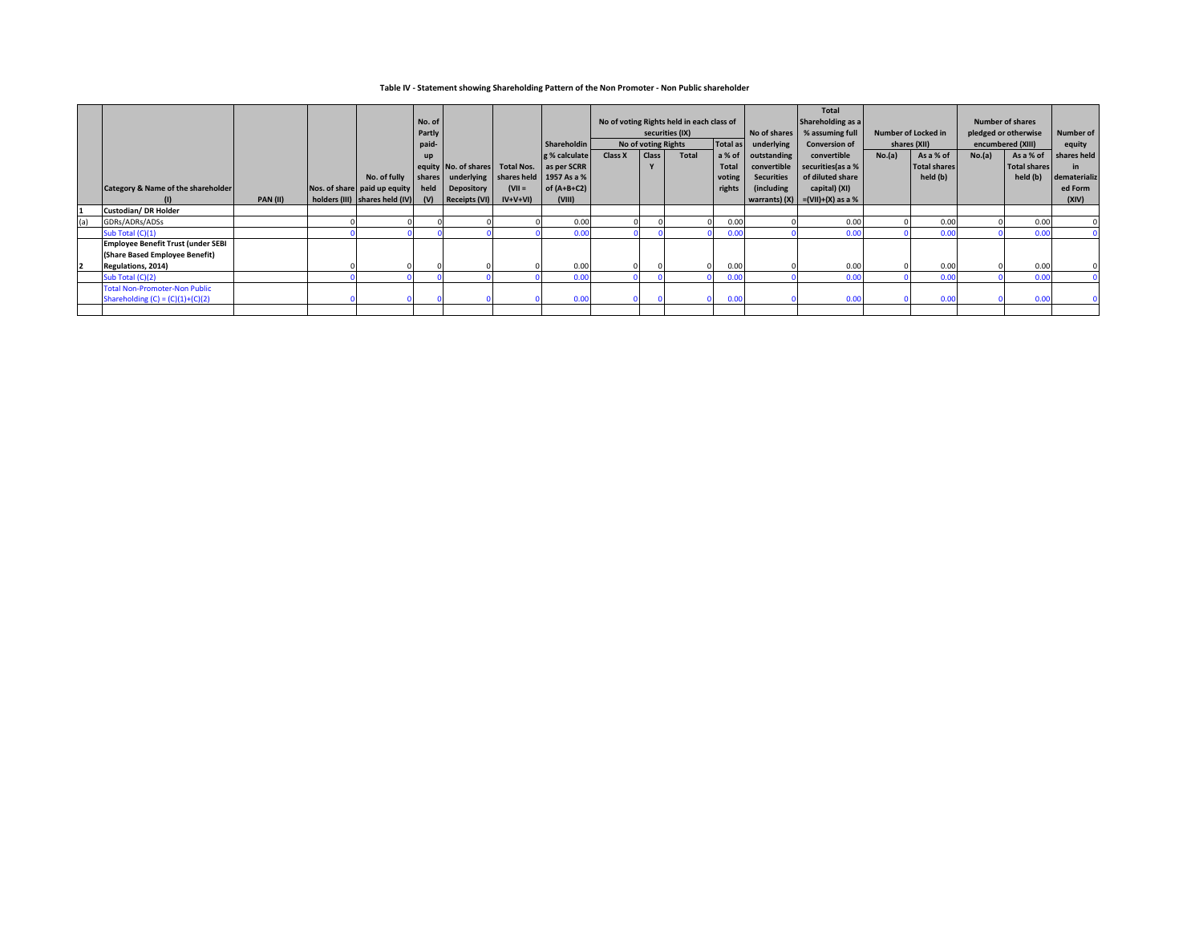# Table IV - Statement showing Shareholding Pattern of the Non Promoter - Non Public shareholder

| | Category & Name of the shareholder (I) | PAN (II) | Nos. of share holders (III) | No. of fully paid up equity shares held (IV) | No. of Partly paid-up equity shares held (V) | No. of shares underlying Depository Receipts (VI) | Total Nos. shares held (VII = IV+V+VI) | Shareholding % calculate as per SCRR 1957 As a % of (A+B+C2) (VIII) | No of voting Rights held in each class of securities (IX) | | | | No of shares underlying outstanding convertible Securities (including warrants) (X) | Total Shareholding as a % assuming full Conversion of convertible securities(as a % of diluted share capital) (XI) =(VII)+(X) as a % | Number of Locked in shares (XII) | | Number of shares pledged or otherwise encumbered (XIII) | | Number of equity shares held in dematerialized Form (XIV) |
|---|---|---|---|---|---|---|---|---|---|---|---|---|---|---|---|---|---|---|---|
| | | | | | | | | | No of voting Rights | | | Total as a % of Total voting rights | | | No.(a) | As a % of Total shares held (b) | No.(a) | As a % of Total shares held (b) | |
| | | | | | | | | | Class X | Class Y | Total | | | | | | | | |
| 1 | **Custodian/ DR Holder** | | | | | | | | | | | | | | | | | | |
| (a) | GDRs/ADRs/ADSs | | 0 | 0 | 0 | 0 | 0 | 0.00 | 0 | 0 | 0 | 0.00 | 0 | 0.00 | 0 | 0.00 | 0 | 0.00 | 0 |
| | Sub Total (C)(1) | | 0 | 0 | 0 | 0 | 0 | 0.00 | 0 | 0 | 0 | 0.00 | 0 | 0.00 | 0 | 0.00 | 0 | 0.00 | 0 |
| 2 | **Employee Benefit Trust (under SEBI (Share Based Employee Benefit) Regulations, 2014)** | | 0 | 0 | 0 | 0 | 0 | 0.00 | 0 | 0 | 0 | 0.00 | 0 | 0.00 | 0 | 0.00 | 0 | 0.00 | 0 |
| | Sub Total (C)(2) | | 0 | 0 | 0 | 0 | 0 | 0.00 | 0 | 0 | 0 | 0.00 | 0 | 0.00 | 0 | 0.00 | 0 | 0.00 | 0 |
| | Total Non-Promoter-Non Public Shareholding (C) = (C)(1)+(C)(2) | | 0 | 0 | 0 | 0 | 0 | 0.00 | 0 | 0 | 0 | 0.00 | 0 | 0.00 | 0 | 0.00 | 0 | 0.00 | 0 |